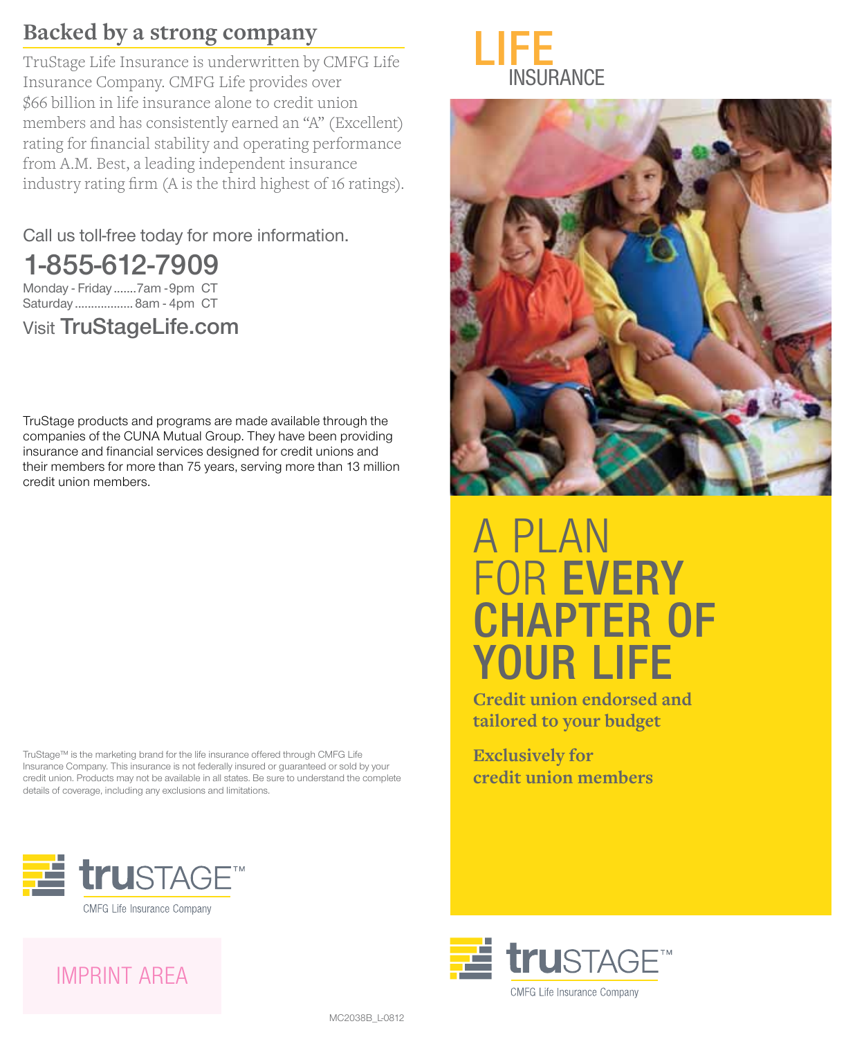## Backed by a strong company

TruStage Life Insurance is underwritten by CMFG Life Insurance Company. CMFG Life provides over $66 billion in life insurance alone to credit union members and has consistently earned an "A" (Excellent) rating for financial stability and operating performance from A.M. Best, a leading independent insurance industry rating firm (A is the third highest of 16 ratings).

Call us toll-free today for more information.

**1-855-612-7909**

Monday - Friday .......7am -9pm CT
Saturday .................. 8am - 4pm CT

Visit **TruStageLife.com**

TruStage products and programs are made available through the companies of the CUNA Mutual Group. They have been providing insurance and financial services designed for credit unions and their members for more than 75 years, serving more than 13 million credit union members.

TruStage™ is the marketing brand for the life insurance offered through CMFG Life Insurance Company. This insurance is not federally insured or guaranteed or sold by your credit union. Products may not be available in all states. Be sure to understand the complete details of coverage, including any exclusions and limitations.

truSTAGE™
CMFG Life Insurance Company

IMPRINT AREA

MC2038B_L-0812

# LIFE INSURANCE

# A PLAN FOR **EVERY CHAPTER OF YOUR LIFE**

**Credit union endorsed and tailored to your budget**

**Exclusively for credit union members**

truSTAGE™
CMFG Life Insurance Company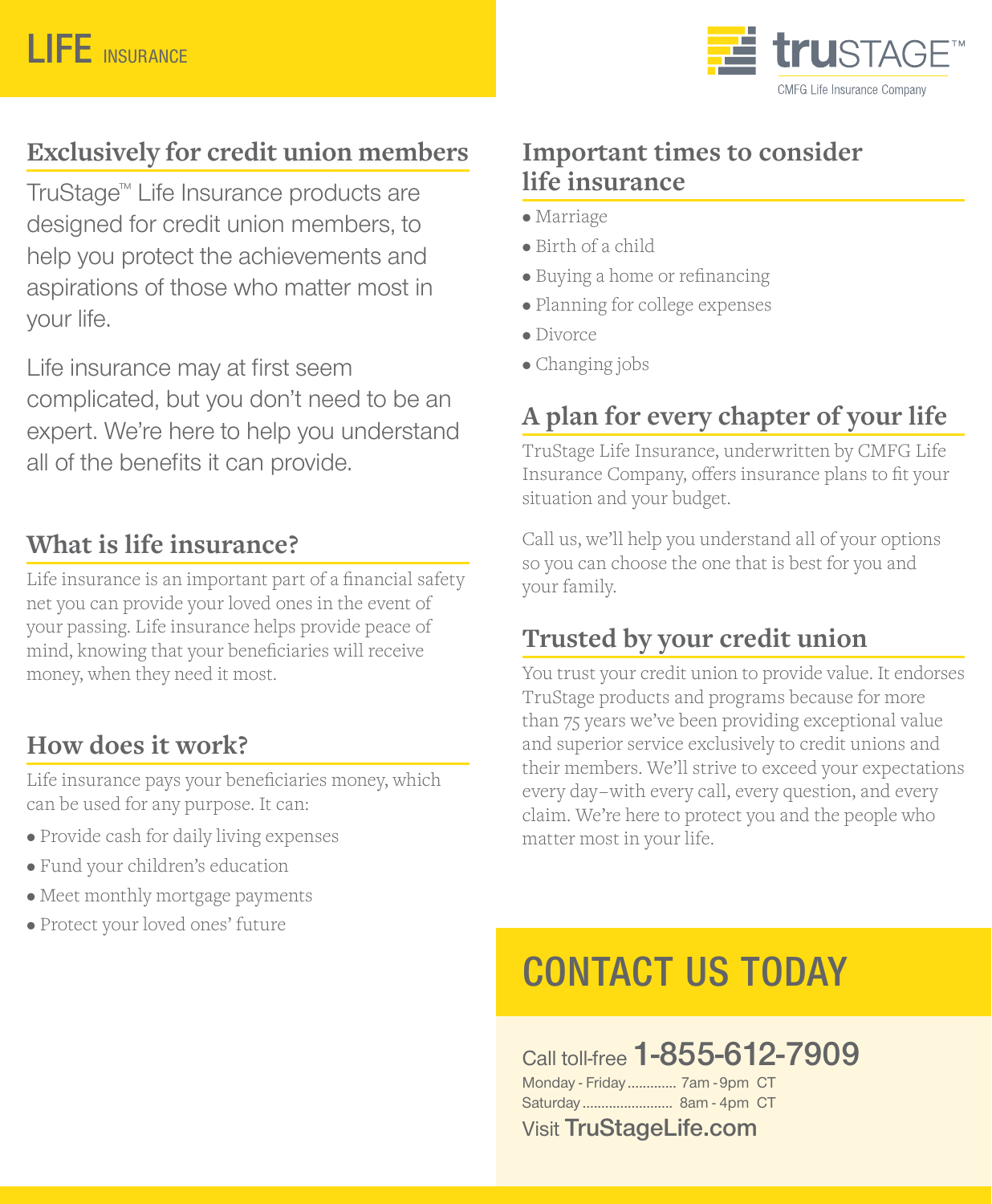# LIFE INSURANCE

truSTAGE™
CMFG Life Insurance Company

## Exclusively for credit union members

TruStage™ Life Insurance products are designed for credit union members, to help you protect the achievements and aspirations of those who matter most in your life.

Life insurance may at first seem complicated, but you don't need to be an expert. We're here to help you understand all of the benefits it can provide.

## What is life insurance?

Life insurance is an important part of a financial safety net you can provide your loved ones in the event of your passing. Life insurance helps provide peace of mind, knowing that your beneficiaries will receive money, when they need it most.

## How does it work?

Life insurance pays your beneficiaries money, which can be used for any purpose. It can:

- Provide cash for daily living expenses
- Fund your children's education
- Meet monthly mortgage payments
- Protect your loved ones' future

## Important times to consider life insurance

- Marriage
- Birth of a child
- Buying a home or refinancing
- Planning for college expenses
- Divorce
- Changing jobs

## A plan for every chapter of your life

TruStage Life Insurance, underwritten by CMFG Life Insurance Company, offers insurance plans to fit your situation and your budget.

Call us, we'll help you understand all of your options so you can choose the one that is best for you and your family.

## Trusted by your credit union

You trust your credit union to provide value. It endorses TruStage products and programs because for more than 75 years we've been providing exceptional value and superior service exclusively to credit unions and their members. We'll strive to exceed your expectations every day–with every call, every question, and every claim. We're here to protect you and the people who matter most in your life.

## CONTACT US TODAY

Call toll-free **1-855-612-7909**

Monday - Friday ............ 7am - 9pm CT
Saturday ....................... 8am - 4pm CT

Visit **TruStageLife.com**